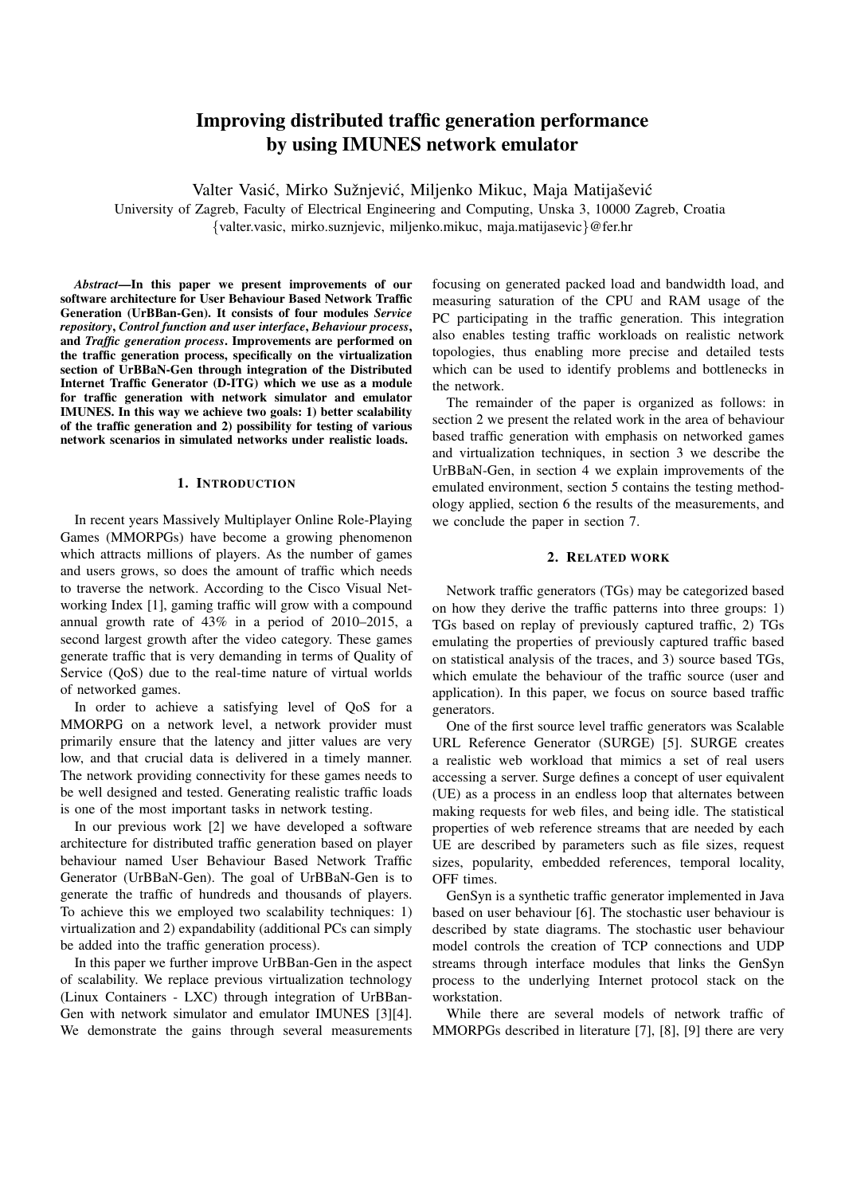# Improving distributed traffic generation performance by using IMUNES network emulator

Valter Vasić, Mirko Sužnjević, Miljenko Mikuc, Maja Matijašević

University of Zagreb, Faculty of Electrical Engineering and Computing, Unska 3, 10000 Zagreb, Croatia

{valter.vasic, mirko.suznjevic, miljenko.mikuc, maja.matijasevic}@fer.hr

***Abstract*—In this paper we present improvements of our software architecture for User Behaviour Based Network Traffic Generation (UrBBan-Gen). It consists of four modules *Service repository*, *Control function and user interface*, *Behaviour process*, and *Traffic generation process*. Improvements are performed on the traffic generation process, specifically on the virtualization section of UrBBaN-Gen through integration of the Distributed Internet Traffic Generator (D-ITG) which we use as a module for traffic generation with network simulator and emulator IMUNES. In this way we achieve two goals: 1) better scalability of the traffic generation and 2) possibility for testing of various network scenarios in simulated networks under realistic loads.**

## 1. Introduction

In recent years Massively Multiplayer Online Role-Playing Games (MMORPGs) have become a growing phenomenon which attracts millions of players. As the number of games and users grows, so does the amount of traffic which needs to traverse the network. According to the Cisco Visual Networking Index [1], gaming traffic will grow with a compound annual growth rate of 43% in a period of 2010–2015, a second largest growth after the video category. These games generate traffic that is very demanding in terms of Quality of Service (QoS) due to the real-time nature of virtual worlds of networked games.

In order to achieve a satisfying level of QoS for a MMORPG on a network level, a network provider must primarily ensure that the latency and jitter values are very low, and that crucial data is delivered in a timely manner. The network providing connectivity for these games needs to be well designed and tested. Generating realistic traffic loads is one of the most important tasks in network testing.

In our previous work [2] we have developed a software architecture for distributed traffic generation based on player behaviour named User Behaviour Based Network Traffic Generator (UrBBaN-Gen). The goal of UrBBaN-Gen is to generate the traffic of hundreds and thousands of players. To achieve this we employed two scalability techniques: 1) virtualization and 2) expandability (additional PCs can simply be added into the traffic generation process).

In this paper we further improve UrBBan-Gen in the aspect of scalability. We replace previous virtualization technology (Linux Containers - LXC) through integration of UrBBan-Gen with network simulator and emulator IMUNES [3][4]. We demonstrate the gains through several measurements focusing on generated packed load and bandwidth load, and measuring saturation of the CPU and RAM usage of the PC participating in the traffic generation. This integration also enables testing traffic workloads on realistic network topologies, thus enabling more precise and detailed tests which can be used to identify problems and bottlenecks in the network.

The remainder of the paper is organized as follows: in section 2 we present the related work in the area of behaviour based traffic generation with emphasis on networked games and virtualization techniques, in section 3 we describe the UrBBaN-Gen, in section 4 we explain improvements of the emulated environment, section 5 contains the testing methodology applied, section 6 the results of the measurements, and we conclude the paper in section 7.

## 2. Related work

Network traffic generators (TGs) may be categorized based on how they derive the traffic patterns into three groups: 1) TGs based on replay of previously captured traffic, 2) TGs emulating the properties of previously captured traffic based on statistical analysis of the traces, and 3) source based TGs, which emulate the behaviour of the traffic source (user and application). In this paper, we focus on source based traffic generators.

One of the first source level traffic generators was Scalable URL Reference Generator (SURGE) [5]. SURGE creates a realistic web workload that mimics a set of real users accessing a server. Surge defines a concept of user equivalent (UE) as a process in an endless loop that alternates between making requests for web files, and being idle. The statistical properties of web reference streams that are needed by each UE are described by parameters such as file sizes, request sizes, popularity, embedded references, temporal locality, OFF times.

GenSyn is a synthetic traffic generator implemented in Java based on user behaviour [6]. The stochastic user behaviour is described by state diagrams. The stochastic user behaviour model controls the creation of TCP connections and UDP streams through interface modules that links the GenSyn process to the underlying Internet protocol stack on the workstation.

While there are several models of network traffic of MMORPGs described in literature [7], [8], [9] there are very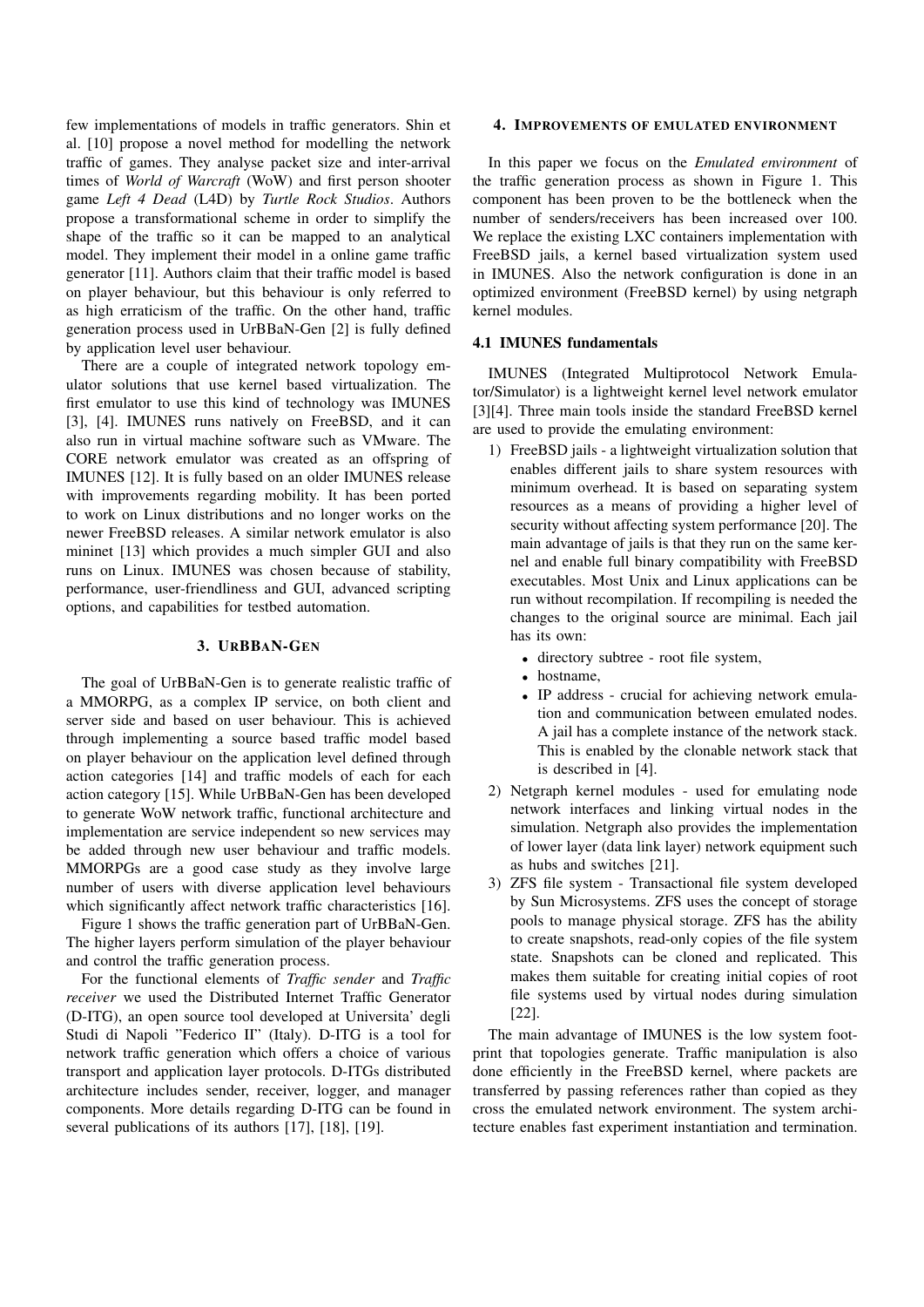few implementations of models in traffic generators. Shin et al. [10] propose a novel method for modelling the network traffic of games. They analyse packet size and inter-arrival times of *World of Warcraft* (WoW) and first person shooter game *Left 4 Dead* (L4D) by *Turtle Rock Studios*. Authors propose a transformational scheme in order to simplify the shape of the traffic so it can be mapped to an analytical model. They implement their model in a online game traffic generator [11]. Authors claim that their traffic model is based on player behaviour, but this behaviour is only referred to as high erraticism of the traffic. On the other hand, traffic generation process used in UrBBaN-Gen [2] is fully defined by application level user behaviour.

There are a couple of integrated network topology emulator solutions that use kernel based virtualization. The first emulator to use this kind of technology was IMUNES [3], [4]. IMUNES runs natively on FreeBSD, and it can also run in virtual machine software such as VMware. The CORE network emulator was created as an offspring of IMUNES [12]. It is fully based on an older IMUNES release with improvements regarding mobility. It has been ported to work on Linux distributions and no longer works on the newer FreeBSD releases. A similar network emulator is also mininet [13] which provides a much simpler GUI and also runs on Linux. IMUNES was chosen because of stability, performance, user-friendliness and GUI, advanced scripting options, and capabilities for testbed automation.

## 3. URBBAN-GEN

The goal of UrBBaN-Gen is to generate realistic traffic of a MMORPG, as a complex IP service, on both client and server side and based on user behaviour. This is achieved through implementing a source based traffic model based on player behaviour on the application level defined through action categories [14] and traffic models of each for each action category [15]. While UrBBaN-Gen has been developed to generate WoW network traffic, functional architecture and implementation are service independent so new services may be added through new user behaviour and traffic models. MMORPGs are a good case study as they involve large number of users with diverse application level behaviours which significantly affect network traffic characteristics [16].

Figure 1 shows the traffic generation part of UrBBaN-Gen. The higher layers perform simulation of the player behaviour and control the traffic generation process.

For the functional elements of *Traffic sender* and *Traffic receiver* we used the Distributed Internet Traffic Generator (D-ITG), an open source tool developed at Universita' degli Studi di Napoli "Federico II" (Italy). D-ITG is a tool for network traffic generation which offers a choice of various transport and application layer protocols. D-ITGs distributed architecture includes sender, receiver, logger, and manager components. More details regarding D-ITG can be found in several publications of its authors [17], [18], [19].

## 4. IMPROVEMENTS OF EMULATED ENVIRONMENT

In this paper we focus on the *Emulated environment* of the traffic generation process as shown in Figure 1. This component has been proven to be the bottleneck when the number of senders/receivers has been increased over 100. We replace the existing LXC containers implementation with FreeBSD jails, a kernel based virtualization system used in IMUNES. Also the network configuration is done in an optimized environment (FreeBSD kernel) by using netgraph kernel modules.

### 4.1 IMUNES fundamentals

IMUNES (Integrated Multiprotocol Network Emulator/Simulator) is a lightweight kernel level network emulator [3][4]. Three main tools inside the standard FreeBSD kernel are used to provide the emulating environment:

1) FreeBSD jails - a lightweight virtualization solution that enables different jails to share system resources with minimum overhead. It is based on separating system resources as a means of providing a higher level of security without affecting system performance [20]. The main advantage of jails is that they run on the same kernel and enable full binary compatibility with FreeBSD executables. Most Unix and Linux applications can be run without recompilation. If recompiling is needed the changes to the original source are minimal. Each jail has its own:
   - directory subtree - root file system,
   - hostname,
   - IP address - crucial for achieving network emulation and communication between emulated nodes. A jail has a complete instance of the network stack. This is enabled by the clonable network stack that is described in [4].
2) Netgraph kernel modules - used for emulating node network interfaces and linking virtual nodes in the simulation. Netgraph also provides the implementation of lower layer (data link layer) network equipment such as hubs and switches [21].
3) ZFS file system - Transactional file system developed by Sun Microsystems. ZFS uses the concept of storage pools to manage physical storage. ZFS has the ability to create snapshots, read-only copies of the file system state. Snapshots can be cloned and replicated. This makes them suitable for creating initial copies of root file systems used by virtual nodes during simulation [22].

The main advantage of IMUNES is the low system footprint that topologies generate. Traffic manipulation is also done efficiently in the FreeBSD kernel, where packets are transferred by passing references rather than copied as they cross the emulated network environment. The system architecture enables fast experiment instantiation and termination.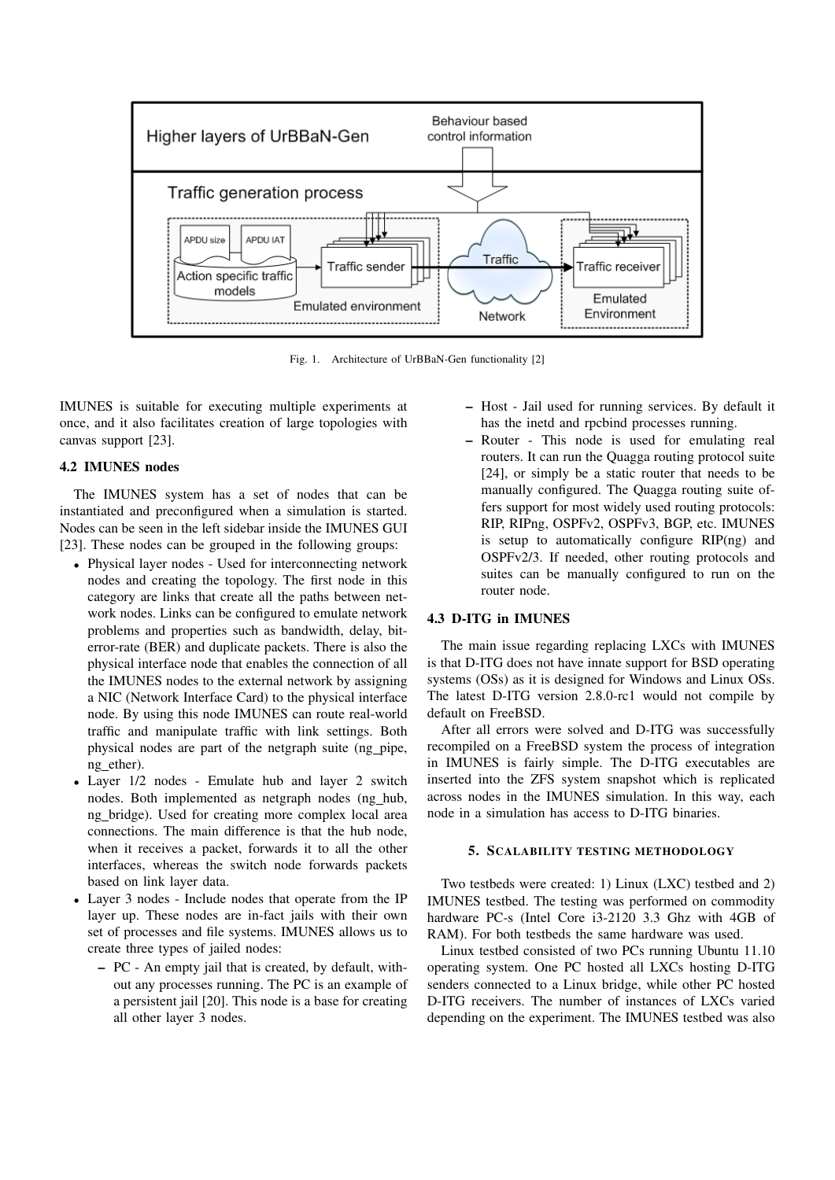Fig. 1. Architecture of UrBBaN-Gen functionality [2]

IMUNES is suitable for executing multiple experiments at once, and it also facilitates creation of large topologies with canvas support [23].

### 4.2 IMUNES nodes

The IMUNES system has a set of nodes that can be instantiated and preconfigured when a simulation is started. Nodes can be seen in the left sidebar inside the IMUNES GUI [23]. These nodes can be grouped in the following groups:

- Physical layer nodes - Used for interconnecting network nodes and creating the topology. The first node in this category are links that create all the paths between network nodes. Links can be configured to emulate network problems and properties such as bandwidth, delay, bit-error-rate (BER) and duplicate packets. There is also the physical interface node that enables the connection of all the IMUNES nodes to the external network by assigning a NIC (Network Interface Card) to the physical interface node. By using this node IMUNES can route real-world traffic and manipulate traffic with link settings. Both physical nodes are part of the netgraph suite (ng_pipe, ng_ether).
- Layer 1/2 nodes - Emulate hub and layer 2 switch nodes. Both implemented as netgraph nodes (ng_hub, ng_bridge). Used for creating more complex local area connections. The main difference is that the hub node, when it receives a packet, forwards it to all the other interfaces, whereas the switch node forwards packets based on link layer data.
- Layer 3 nodes - Include nodes that operate from the IP layer up. These nodes are in-fact jails with their own set of processes and file systems. IMUNES allows us to create three types of jailed nodes:
  - PC - An empty jail that is created, by default, without any processes running. The PC is an example of a persistent jail [20]. This node is a base for creating all other layer 3 nodes.
  - Host - Jail used for running services. By default it has the inetd and rpcbind processes running.
  - Router - This node is used for emulating real routers. It can run the Quagga routing protocol suite [24], or simply be a static router that needs to be manually configured. The Quagga routing suite offers support for most widely used routing protocols: RIP, RIPng, OSPFv2, OSPFv3, BGP, etc. IMUNES is setup to automatically configure RIP(ng) and OSPFv2/3. If needed, other routing protocols and suites can be manually configured to run on the router node.

### 4.3 D-ITG in IMUNES

The main issue regarding replacing LXCs with IMUNES is that D-ITG does not have innate support for BSD operating systems (OSs) as it is designed for Windows and Linux OSs. The latest D-ITG version 2.8.0-rc1 would not compile by default on FreeBSD.

After all errors were solved and D-ITG was successfully recompiled on a FreeBSD system the process of integration in IMUNES is fairly simple. The D-ITG executables are inserted into the ZFS system snapshot which is replicated across nodes in the IMUNES simulation. In this way, each node in a simulation has access to D-ITG binaries.

## 5. Scalability testing methodology

Two testbeds were created: 1) Linux (LXC) testbed and 2) IMUNES testbed. The testing was performed on commodity hardware PC-s (Intel Core i3-2120 3.3 Ghz with 4GB of RAM). For both testbeds the same hardware was used.

Linux testbed consisted of two PCs running Ubuntu 11.10 operating system. One PC hosted all LXCs hosting D-ITG senders connected to a Linux bridge, while other PC hosted D-ITG receivers. The number of instances of LXCs varied depending on the experiment. The IMUNES testbed was also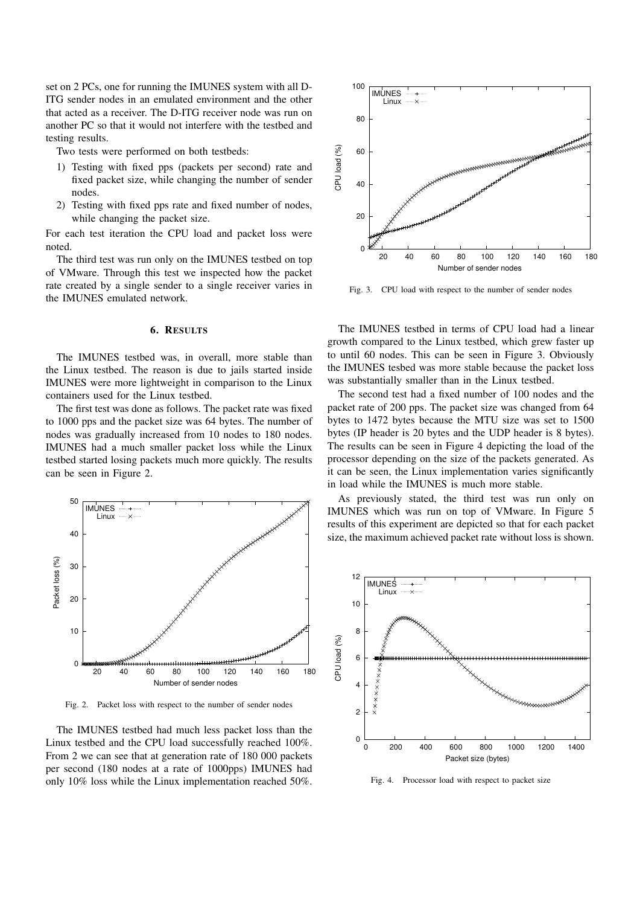set on 2 PCs, one for running the IMUNES system with all D-ITG sender nodes in an emulated environment and the other that acted as a receiver. The D-ITG receiver node was run on another PC so that it would not interfere with the testbed and testing results.

Two tests were performed on both testbeds:

1) Testing with fixed pps (packets per second) rate and fixed packet size, while changing the number of sender nodes.
2) Testing with fixed pps rate and fixed number of nodes, while changing the packet size.

For each test iteration the CPU load and packet loss were noted.

The third test was run only on the IMUNES testbed on top of VMware. Through this test we inspected how the packet rate created by a single sender to a single receiver varies in the IMUNES emulated network.

## 6. Results

The IMUNES testbed was, in overall, more stable than the Linux testbed. The reason is due to jails started inside IMUNES were more lightweight in comparison to the Linux containers used for the Linux testbed.

The first test was done as follows. The packet rate was fixed to 1000 pps and the packet size was 64 bytes. The number of nodes was gradually increased from 10 nodes to 180 nodes. IMUNES had a much smaller packet loss while the Linux testbed started losing packets much more quickly. The results can be seen in Figure 2.

Fig. 2. Packet loss with respect to the number of sender nodes

The IMUNES testbed had much less packet loss than the Linux testbed and the CPU load successfully reached 100%. From 2 we can see that at generation rate of 180 000 packets per second (180 nodes at a rate of 1000pps) IMUNES had only 10% loss while the Linux implementation reached 50%.

Fig. 3. CPU load with respect to the number of sender nodes

The IMUNES testbed in terms of CPU load had a linear growth compared to the Linux testbed, which grew faster up to until 60 nodes. This can be seen in Figure 3. Obviously the IMUNES tesbed was more stable because the packet loss was substantially smaller than in the Linux testbed.

The second test had a fixed number of 100 nodes and the packet rate of 200 pps. The packet size was changed from 64 bytes to 1472 bytes because the MTU size was set to 1500 bytes (IP header is 20 bytes and the UDP header is 8 bytes). The results can be seen in Figure 4 depicting the load of the processor depending on the size of the packets generated. As it can be seen, the Linux implementation varies significantly in load while the IMUNES is much more stable.

As previously stated, the third test was run only on IMUNES which was run on top of VMware. In Figure 5 results of this experiment are depicted so that for each packet size, the maximum achieved packet rate without loss is shown.

Fig. 4. Processor load with respect to packet size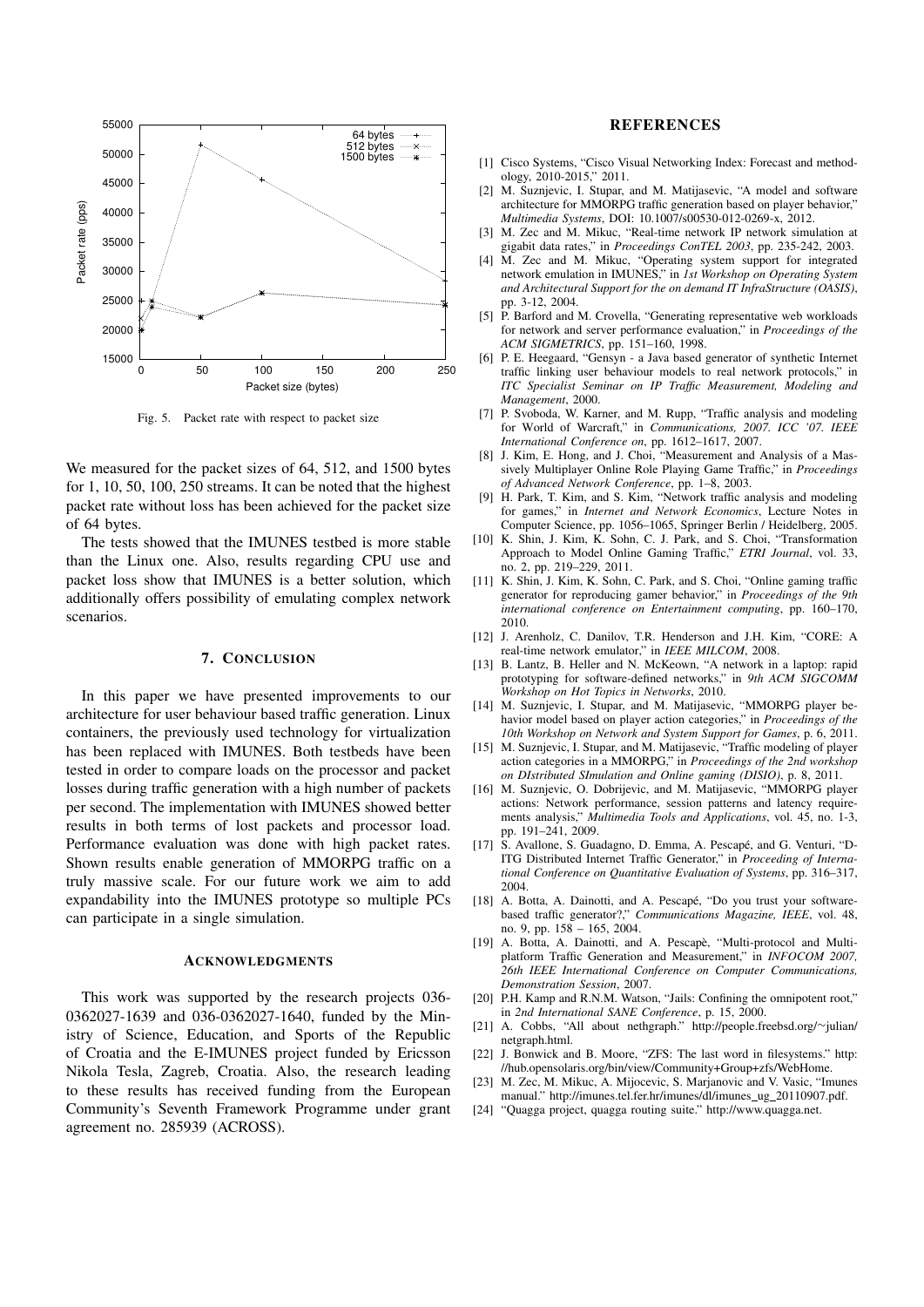55000
50000
45000
40000
35000
30000
25000
20000
15000

Packet rate (pps)

0 50 100 150 200 250

Packet size (bytes)

64 bytes
512 bytes
1500 bytes

Fig. 5. Packet rate with respect to packet size

We measured for the packet sizes of 64, 512, and 1500 bytes for 1, 10, 50, 100, 250 streams. It can be noted that the highest packet rate without loss has been achieved for the packet size of 64 bytes.

The tests showed that the IMUNES testbed is more stable than the Linux one. Also, results regarding CPU use and packet loss show that IMUNES is a better solution, which additionally offers possibility of emulating complex network scenarios.

## 7. Conclusion

In this paper we have presented improvements to our architecture for user behaviour based traffic generation. Linux containers, the previously used technology for virtualization has been replaced with IMUNES. Both testbeds have been tested in order to compare loads on the processor and packet losses during traffic generation with a high number of packets per second. The implementation with IMUNES showed better results in both terms of lost packets and processor load. Performance evaluation was done with high packet rates. Shown results enable generation of MMORPG traffic on a truly massive scale. For our future work we aim to add expandability into the IMUNES prototype so multiple PCs can participate in a single simulation.

## Acknowledgments

This work was supported by the research projects 036-0362027-1639 and 036-0362027-1640, funded by the Ministry of Science, Education, and Sports of the Republic of Croatia and the E-IMUNES project funded by Ericsson Nikola Tesla, Zagreb, Croatia. Also, the research leading to these results has received funding from the European Community's Seventh Framework Programme under grant agreement no. 285939 (ACROSS).

## References

[1] Cisco Systems, "Cisco Visual Networking Index: Forecast and methodology, 2010-2015," 2011.

[2] M. Suznjevic, I. Stupar, and M. Matijasevic, "A model and software architecture for MMORPG traffic generation based on player behavior," *Multimedia Systems*, DOI: 10.1007/s00530-012-0269-x, 2012.

[3] M. Zec and M. Mikuc, "Real-time network IP network simulation at gigabit data rates," in *Proceedings ConTEL 2003*, pp. 235-242, 2003.

[4] M. Zec and M. Mikuc, "Operating system support for integrated network emulation in IMUNES," in *1st Workshop on Operating System and Architectural Support for the on demand IT InfraStructure (OASIS)*, pp. 3-12, 2004.

[5] P. Barford and M. Crovella, "Generating representative web workloads for network and server performance evaluation," in *Proceedings of the ACM SIGMETRICS*, pp. 151–160, 1998.

[6] P. E. Heegaard, "Gensyn - a Java based generator of synthetic Internet traffic linking user behaviour models to real network protocols," in *ITC Specialist Seminar on IP Traffic Measurement, Modeling and Management*, 2000.

[7] P. Svoboda, W. Karner, and M. Rupp, "Traffic analysis and modeling for World of Warcraft," in *Communications, 2007. ICC '07. IEEE International Conference on*, pp. 1612–1617, 2007.

[8] J. Kim, E. Hong, and J. Choi, "Measurement and Analysis of a Massively Multiplayer Online Role Playing Game Traffic," in *Proceedings of Advanced Network Conference*, pp. 1–8, 2003.

[9] H. Park, T. Kim, and S. Kim, "Network traffic analysis and modeling for games," in *Internet and Network Economics*, Lecture Notes in Computer Science, pp. 1056–1065, Springer Berlin / Heidelberg, 2005.

[10] K. Shin, J. Kim, K. Sohn, C. J. Park, and S. Choi, "Transformation Approach to Model Online Gaming Traffic," *ETRI Journal*, vol. 33, no. 2, pp. 219–229, 2011.

[11] K. Shin, J. Kim, K. Sohn, C. Park, and S. Choi, "Online gaming traffic generator for reproducing gamer behavior," in *Proceedings of the 9th international conference on Entertainment computing*, pp. 160–170, 2010.

[12] J. Arenholz, C. Danilov, T.R. Henderson and J.H. Kim, "CORE: A real-time network emulator," in *IEEE MILCOM*, 2008.

[13] B. Lantz, B. Heller and N. McKeown, "A network in a laptop: rapid prototyping for software-defined networks," in *9th ACM SIGCOMM Workshop on Hot Topics in Networks*, 2010.

[14] M. Suznjevic, I. Stupar, and M. Matijasevic, "MMORPG player behavior model based on player action categories," in *Proceedings of the 10th Workshop on Network and System Support for Games*, p. 6, 2011.

[15] M. Suznjevic, I. Stupar, and M. Matijasevic, "Traffic modeling of player action categories in a MMORPG," in *Proceedings of the 2nd workshop on DIstributed SImulation and Online gaming (DISIO)*, p. 8, 2011.

[16] M. Suznjevic, O. Dobrijevic, and M. Matijasevic, "MMORPG player actions: Network performance, session patterns and latency requirements analysis," *Multimedia Tools and Applications*, vol. 45, no. 1-3, pp. 191–241, 2009.

[17] S. Avallone, S. Guadagno, D. Emma, A. Pescapé, and G. Venturi, "D-ITG Distributed Internet Traffic Generator," in *Proceeding of International Conference on Quantitative Evaluation of Systems*, pp. 316–317, 2004.

[18] A. Botta, A. Dainotti, and A. Pescapé, "Do you trust your software-based traffic generator?," *Communications Magazine, IEEE*, vol. 48, no. 9, pp. 158 – 165, 2004.

[19] A. Botta, A. Dainotti, and A. Pescapè, "Multi-protocol and Multi-platform Traffic Generation and Measurement," in *INFOCOM 2007, 26th IEEE International Conference on Computer Communications, Demonstration Session*, 2007.

[20] P.H. Kamp and R.N.M. Watson, "Jails: Confining the omnipotent root," in *2nd International SANE Conference*, p. 15, 2000.

[21] A. Cobbs, "All about nethgraph." http://people.freebsd.org/~julian/netgraph.html.

[22] J. Bonwick and B. Moore, "ZFS: The last word in filesystems." http://hub.opensolaris.org/bin/view/Community+Group+zfs/WebHome.

[23] M. Zec, M. Mikuc, A. Mijocevic, S. Marjanovic and V. Vasic, "Imunes manual." http://imunes.tel.fer.hr/imunes/dl/imunes_ug_20110907.pdf.

[24] "Quagga project, quagga routing suite." http://www.quagga.net.